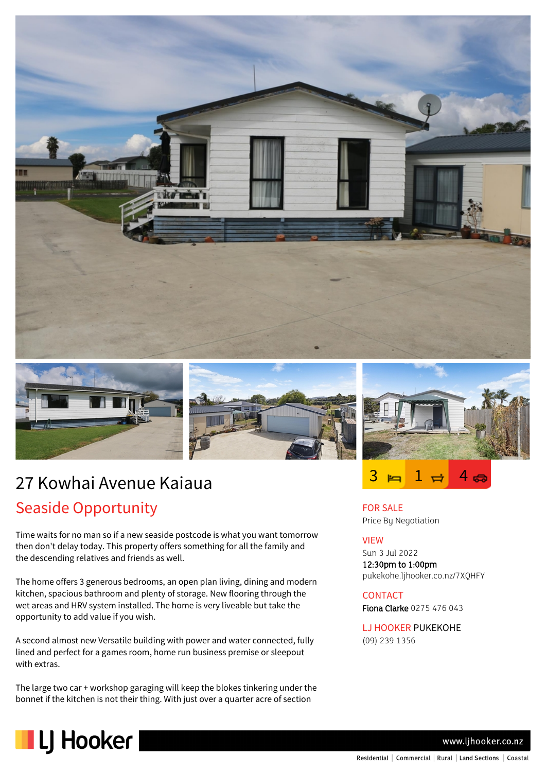# 27 Kowhai Avenue Kaiaua

## Seaside Opportunity

3 bedrooms | 1 bathroom | 4 car spaces

Time waits for no man so if a new seaside postcode is what you want tomorrow then don't delay today. This property offers something for all the family and the descending relatives and friends as well.

The home offers 3 generous bedrooms, an open plan living, dining and modern kitchen, spacious bathroom and plenty of storage. New flooring through the wet areas and HRV system installed. The home is very liveable but take the opportunity to add value if you wish.

A second almost new Versatile building with power and water connected, fully lined and perfect for a games room, home run business premise or sleepout with extras.

The large two car + workshop garaging will keep the blokes tinkering under the bonnet if the kitchen is not their thing. With just over a quarter acre of section

**FOR SALE**
Price By Negotiation

**VIEW**
Sun 3 Jul 2022
12:30pm to 1:00pm
pukekohe.ljhooker.co.nz/7XQHFY

**CONTACT**
**Fiona Clarke** 0275 476 043

**LJ HOOKER PUKEKOHE**
(09) 239 1356

LJ Hooker
www.ljhooker.co.nz
Residential | Commercial | Rural | Land Sections | Coastal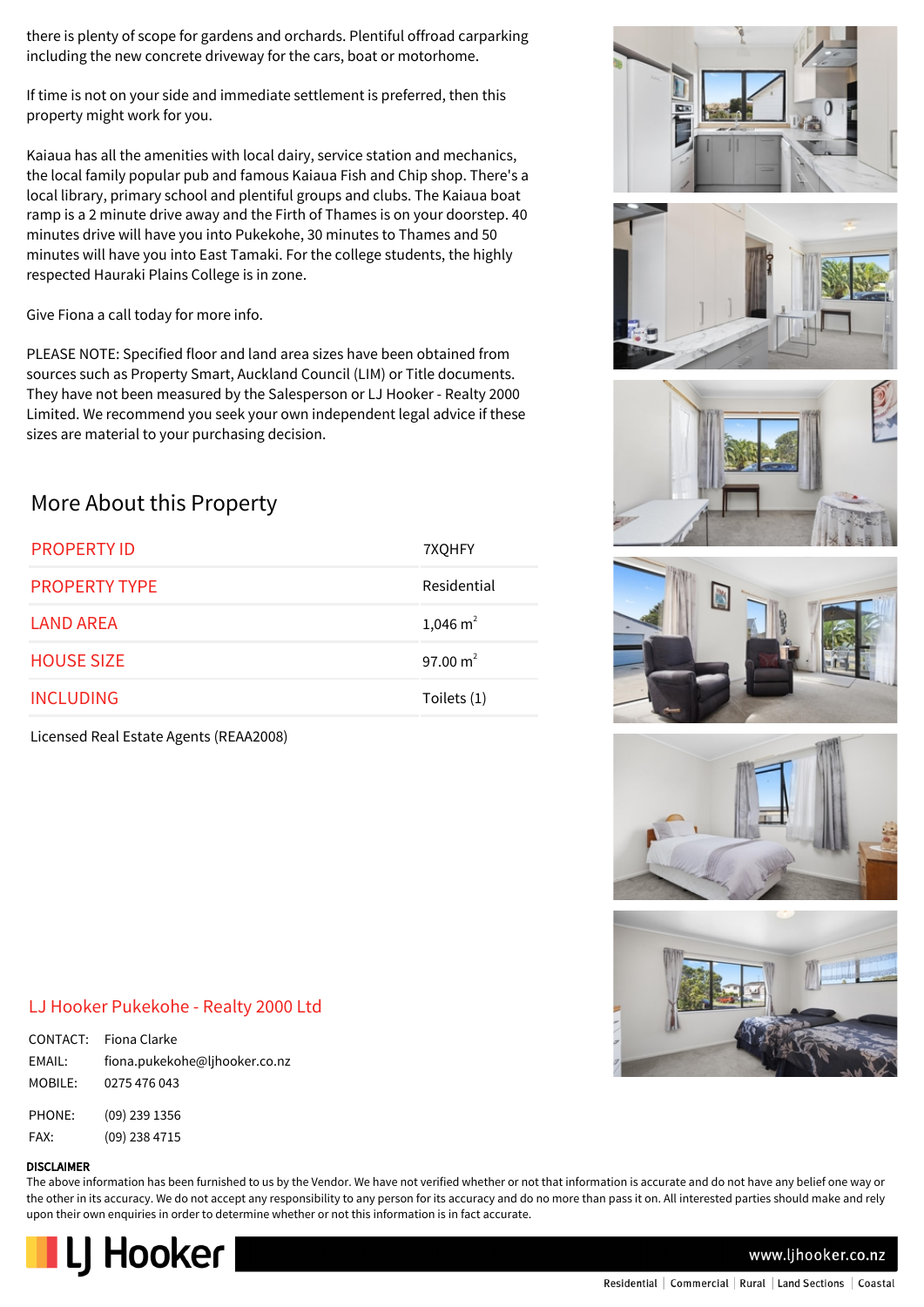there is plenty of scope for gardens and orchards. Plentiful offroad carparking including the new concrete driveway for the cars, boat or motorhome.

If time is not on your side and immediate settlement is preferred, then this property might work for you.

Kaiaua has all the amenities with local dairy, service station and mechanics, the local family popular pub and famous Kaiaua Fish and Chip shop. There's a local library, primary school and plentiful groups and clubs. The Kaiaua boat ramp is a 2 minute drive away and the Firth of Thames is on your doorstep. 40 minutes drive will have you into Pukekohe, 30 minutes to Thames and 50 minutes will have you into East Tamaki. For the college students, the highly respected Hauraki Plains College is in zone.

Give Fiona a call today for more info.

PLEASE NOTE: Specified floor and land area sizes have been obtained from sources such as Property Smart, Auckland Council (LIM) or Title documents. They have not been measured by the Salesperson or LJ Hooker - Realty 2000 Limited. We recommend you seek your own independent legal advice if these sizes are material to your purchasing decision.

## More About this Property

| | |
|---|---|
| PROPERTY ID | 7XQHFY |
| PROPERTY TYPE | Residential |
| LAND AREA | 1,046 $m^2$ |
| HOUSE SIZE | 97.00 $m^2$ |
| INCLUDING | Toilets (1) |

Licensed Real Estate Agents (REAA2008)

## LJ Hooker Pukekohe - Realty 2000 Ltd

CONTACT: Fiona Clarke
EMAIL: fiona.pukekohe@ljhooker.co.nz
MOBILE: 0275 476 043

PHONE: (09) 239 1356
FAX: (09) 238 4715

**DISCLAIMER**
The above information has been furnished to us by the Vendor. We have not verified whether or not that information is accurate and do not have any belief one way or the other in its accuracy. We do not accept any responsibility to any person for its accuracy and do no more than pass it on. All interested parties should make and rely upon their own enquiries in order to determine whether or not this information is in fact accurate.